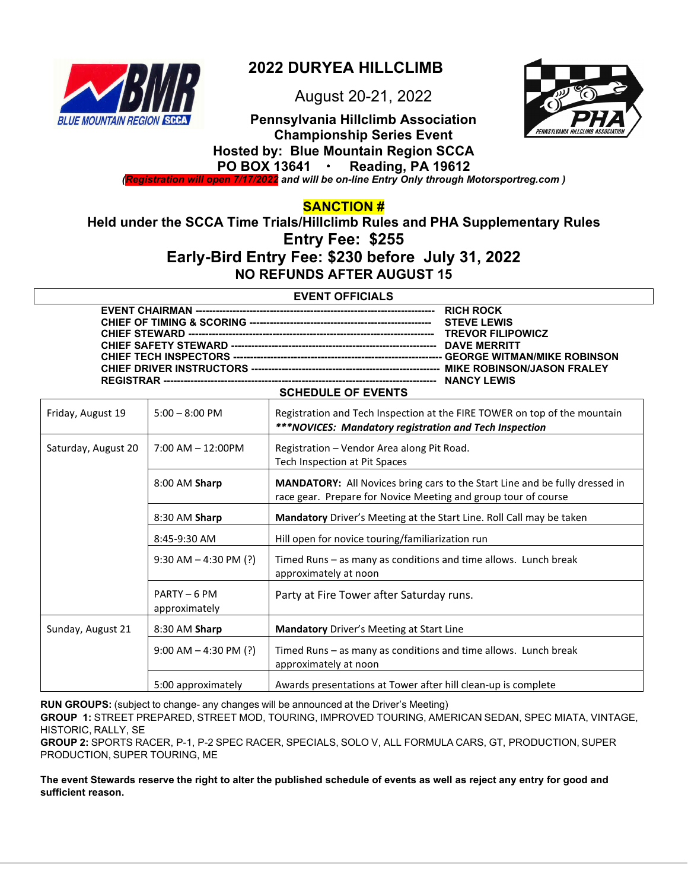# 2022 DURYEA HILLCLIMB

August 20-21, 2022

**Pennsylvania Hillclimb Association Championship Series Event**

**Hosted by: Blue Mountain Region SCCA**

**PO BOX 13641 • Reading, PA 19612**

***(Registration will open 7/17/2022 and will be on-line Entry Only through Motorsportreg.com )***

## SANCTION #

**Held under the SCCA Time Trials/Hillclimb Rules and PHA Supplementary Rules**

## Entry Fee: $255

## Early-Bird Entry Fee: $230 before July 31, 2022

**NO REFUNDS AFTER AUGUST 15**

### EVENT OFFICIALS

**EVENT CHAIRMAN** -------------------------------------------------- **RICH ROCK**
**CHIEF OF TIMING & SCORING** ------------------------------------ **STEVE LEWIS**
**CHIEF STEWARD** -------------------------------------------------- **TREVOR FILIPOWICZ**
**CHIEF SAFETY STEWARD** ------------------------------------------ **DAVE MERRITT**
**CHIEF TECH INSPECTORS** ----------------------------------------- **GEORGE WITMAN/MIKE ROBINSON**
**CHIEF DRIVER INSTRUCTORS** -------------------------------------- **MIKE ROBINSON/JASON FRALEY**
**REGISTRAR** ------------------------------------------------------ **NANCY LEWIS**

### SCHEDULE OF EVENTS

| | | |
|---|---|---|
| Friday, August 19 | 5:00 – 8:00 PM | Registration and Tech Inspection at the FIRE TOWER on top of the mountain<br>***\*\*\*NOVICES: Mandatory registration and Tech Inspection*** |
| Saturday, August 20 | 7:00 AM – 12:00PM | Registration – Vendor Area along Pit Road.<br>Tech Inspection at Pit Spaces |
| | 8:00 AM **Sharp** | **MANDATORY:** All Novices bring cars to the Start Line and be fully dressed in race gear. Prepare for Novice Meeting and group tour of course |
| | 8:30 AM **Sharp** | **Mandatory** Driver's Meeting at the Start Line. Roll Call may be taken |
| | 8:45-9:30 AM | Hill open for novice touring/familiarization run |
| | 9:30 AM – 4:30 PM (?) | Timed Runs – as many as conditions and time allows. Lunch break approximately at noon |
| | PARTY – 6 PM approximately | Party at Fire Tower after Saturday runs. |
| Sunday, August 21 | 8:30 AM **Sharp** | **Mandatory** Driver's Meeting at Start Line |
| | 9:00 AM – 4:30 PM (?) | Timed Runs – as many as conditions and time allows. Lunch break approximately at noon |
| | 5:00 approximately | Awards presentations at Tower after hill clean-up is complete |

**RUN GROUPS:** (subject to change- any changes will be announced at the Driver's Meeting)

**GROUP 1:** STREET PREPARED, STREET MOD, TOURING, IMPROVED TOURING, AMERICAN SEDAN, SPEC MIATA, VINTAGE, HISTORIC, RALLY, SE

**GROUP 2:** SPORTS RACER, P-1, P-2 SPEC RACER, SPECIALS, SOLO V, ALL FORMULA CARS, GT, PRODUCTION, SUPER PRODUCTION, SUPER TOURING, ME

**The event Stewards reserve the right to alter the published schedule of events as well as reject any entry for good and sufficient reason.**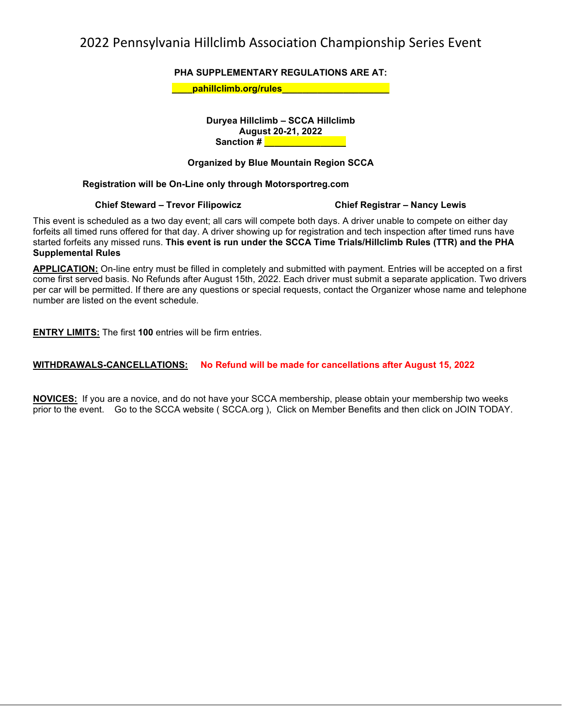# 2022 Pennsylvania Hillclimb Association Championship Series Event

**PHA SUPPLEMENTARY REGULATIONS ARE AT:**

**____pahillclimb.org/rules____________________**

**Duryea Hillclimb – SCCA Hillclimb**
**August 20-21, 2022**
**Sanction # ________________**

**Organized by Blue Mountain Region SCCA**

**Registration will be On-Line only through Motorsportreg.com**

**Chief Steward – Trevor Filipowicz**

**Chief Registrar – Nancy Lewis**

This event is scheduled as a two day event; all cars will compete both days. A driver unable to compete on either day forfeits all timed runs offered for that day. A driver showing up for registration and tech inspection after timed runs have started forfeits any missed runs. **This event is run under the SCCA Time Trials/Hillclimb Rules (TTR) and the PHA Supplemental Rules**

**APPLICATION:** On-line entry must be filled in completely and submitted with payment. Entries will be accepted on a first come first served basis. No Refunds after August 15th, 2022. Each driver must submit a separate application. Two drivers per car will be permitted. If there are any questions or special requests, contact the Organizer whose name and telephone number are listed on the event schedule.

**ENTRY LIMITS:** The first **100** entries will be firm entries.

**WITHDRAWALS-CANCELLATIONS:** **No Refund will be made for cancellations after August 15, 2022**

**NOVICES:** If you are a novice, and do not have your SCCA membership, please obtain your membership two weeks prior to the event. Go to the SCCA website ( SCCA.org ), Click on Member Benefits and then click on JOIN TODAY.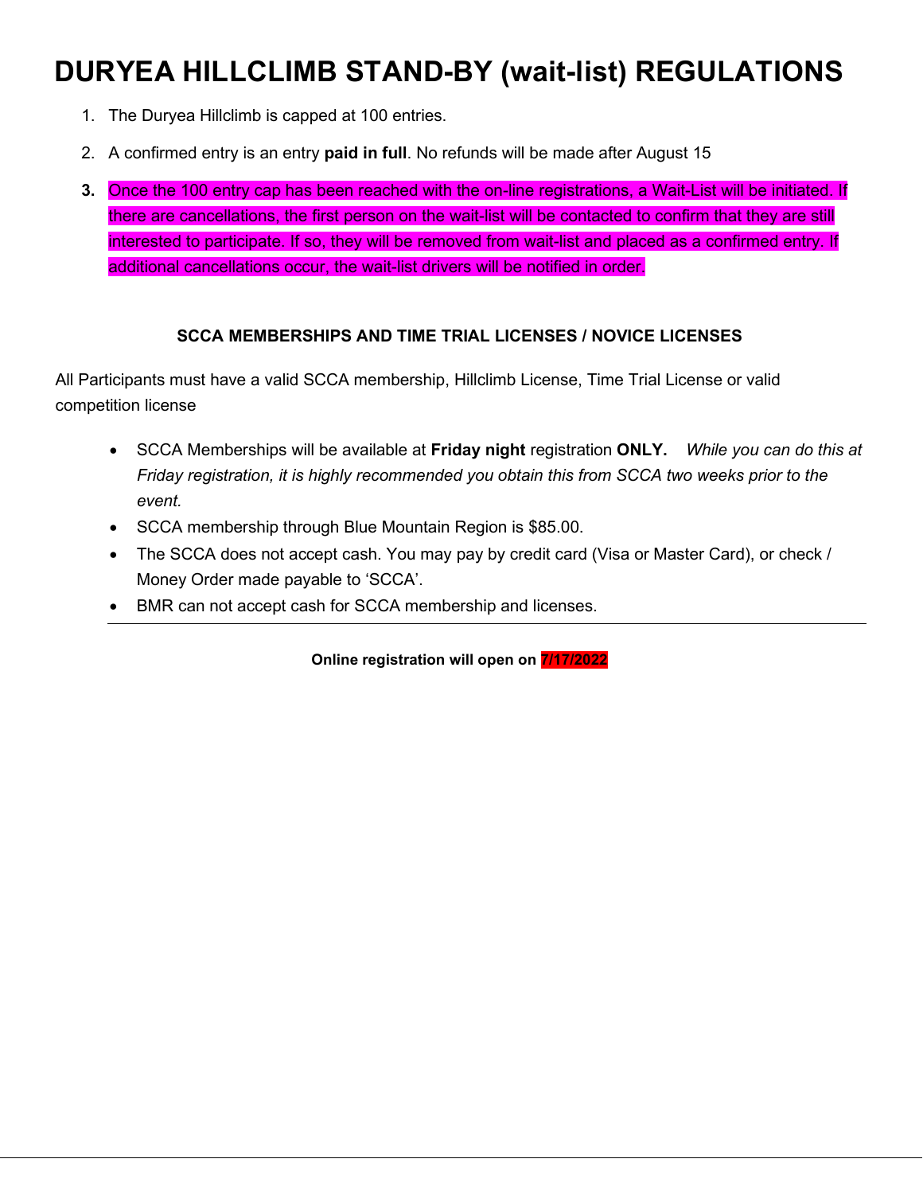# DURYEA HILLCLIMB STAND-BY (wait-list) REGULATIONS

1. The Duryea Hillclimb is capped at 100 entries.
2. A confirmed entry is an entry **paid in full**. No refunds will be made after August 15
3. Once the 100 entry cap has been reached with the on-line registrations, a Wait-List will be initiated. If there are cancellations, the first person on the wait-list will be contacted to confirm that they are still interested to participate. If so, they will be removed from wait-list and placed as a confirmed entry. If additional cancellations occur, the wait-list drivers will be notified in order.

**SCCA MEMBERSHIPS AND TIME TRIAL LICENSES / NOVICE LICENSES**

All Participants must have a valid SCCA membership, Hillclimb License, Time Trial License or valid competition license

- SCCA Memberships will be available at **Friday night** registration **ONLY.** *While you can do this at Friday registration, it is highly recommended you obtain this from SCCA two weeks prior to the event.*
- SCCA membership through Blue Mountain Region is $85.00.
- The SCCA does not accept cash. You may pay by credit card (Visa or Master Card), or check / Money Order made payable to 'SCCA'.
- BMR can not accept cash for SCCA membership and licenses.

---

**Online registration will open on 7/17/2022**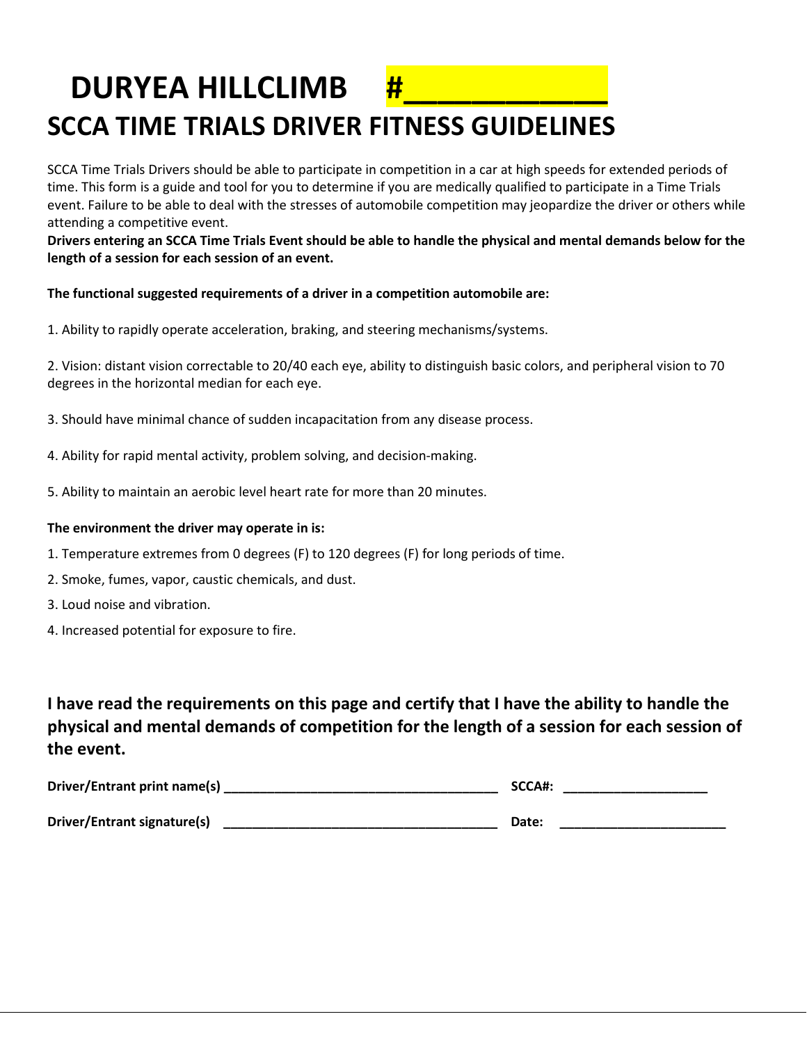# DURYEA HILLCLIMB #____________

# SCCA TIME TRIALS DRIVER FITNESS GUIDELINES

SCCA Time Trials Drivers should be able to participate in competition in a car at high speeds for extended periods of time. This form is a guide and tool for you to determine if you are medically qualified to participate in a Time Trials event. Failure to be able to deal with the stresses of automobile competition may jeopardize the driver or others while attending a competitive event.

**Drivers entering an SCCA Time Trials Event should be able to handle the physical and mental demands below for the length of a session for each session of an event.**

**The functional suggested requirements of a driver in a competition automobile are:**

1. Ability to rapidly operate acceleration, braking, and steering mechanisms/systems.

2. Vision: distant vision correctable to 20/40 each eye, ability to distinguish basic colors, and peripheral vision to 70 degrees in the horizontal median for each eye.

3. Should have minimal chance of sudden incapacitation from any disease process.

4. Ability for rapid mental activity, problem solving, and decision-making.

5. Ability to maintain an aerobic level heart rate for more than 20 minutes.

**The environment the driver may operate in is:**

1. Temperature extremes from 0 degrees (F) to 120 degrees (F) for long periods of time.
2. Smoke, fumes, vapor, caustic chemicals, and dust.
3. Loud noise and vibration.
4. Increased potential for exposure to fire.

**I have read the requirements on this page and certify that I have the ability to handle the physical and mental demands of competition for the length of a session for each session of the event.**

**Driver/Entrant print name(s)** ____________________________________ **SCCA#:** ___________________

**Driver/Entrant signature(s)** ____________________________________ **Date:** _____________________